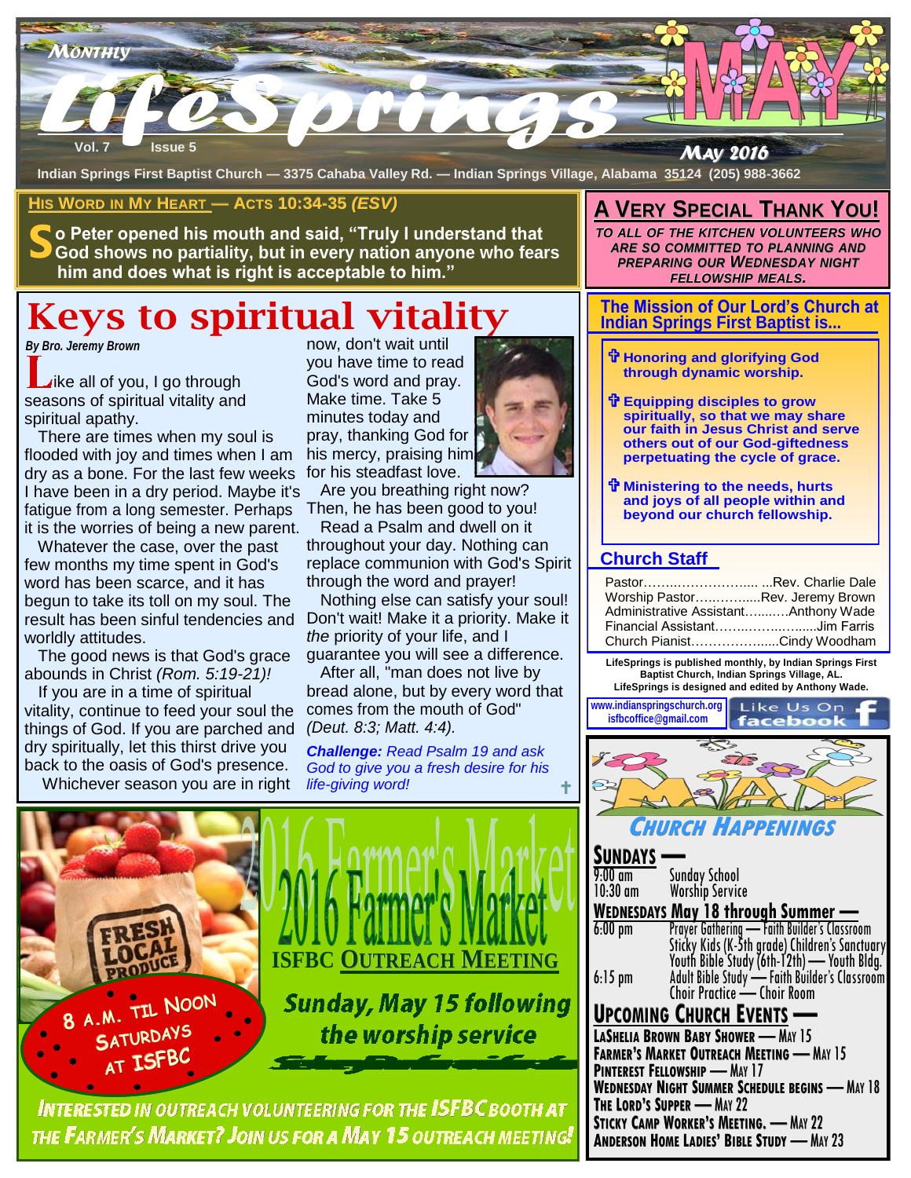# LifeSprings

*Monthly*

Vol. 7 Issue 5

**MAY**

*May 2016*

Indian Springs First Baptist Church — 3375 Cahaba Valley Rd. — Indian Springs Village, Alabama 35124 (205) 988-3662

## His Word in My Heart — Acts 10:34-35 *(ESV)*

**So Peter opened his mouth and said, "Truly I understand that God shows no partiality, but in every nation anyone who fears him and does what is right is acceptable to him."**

# Keys to spiritual vitality

*By Bro. Jeremy Brown*

Like all of you, I go through seasons of spiritual vitality and spiritual apathy.

There are times when my soul is flooded with joy and times when I am dry as a bone. For the last few weeks I have been in a dry period. Maybe it's fatigue from a long semester. Perhaps it is the worries of being a new parent.

Whatever the case, over the past few months my time spent in God's word has been scarce, and it has begun to take its toll on my soul. The result has been sinful tendencies and worldly attitudes.

The good news is that God's grace abounds in Christ *(Rom. 5:19-21)!*

If you are in a time of spiritual vitality, continue to feed your soul the things of God. If you are parched and dry spiritually, let this thirst drive you back to the oasis of God's presence.

Whichever season you are in right now, don't wait until you have time to read God's word and pray. Make time. Take 5 minutes today and pray, thanking God for his mercy, praising him for his steadfast love.

Are you breathing right now? Then, he has been good to you!

Read a Psalm and dwell on it throughout your day. Nothing can replace communion with God's Spirit through the word and prayer!

Nothing else can satisfy your soul! Don't wait! Make it a priority. Make it *the* priority of your life, and I guarantee you will see a difference.

After all, "man does not live by bread alone, but by every word that comes from the mouth of God" *(Deut. 8:3; Matt. 4:4).*

***Challenge:*** *Read Psalm 19 and ask God to give you a fresh desire for his life-giving word!* ✝

## 2016 Farmer's Market

### ISFBC Outreach Meeting

**Sunday, May 15 following the worship service**

Fresh Local Produce

8 A.M. til Noon Saturdays at ISFBC

***Interested in outreach volunteering for the ISFBC booth at the Farmer's Market? Join us for a May 15 outreach meeting!***

## A Very Special Thank You!

***To all of the kitchen volunteers who are so committed to planning and preparing our Wednesday night fellowship meals.***

## The Mission of Our Lord's Church at Indian Springs First Baptist is...

- ✝ **Honoring and glorifying God through dynamic worship.**
- ✝ **Equipping disciples to grow spiritually, so that we may share our faith in Jesus Christ and serve others out of our God-giftedness perpetuating the cycle of grace.**
- ✝ **Ministering to the needs, hurts and joys of all people within and beyond our church fellowship.**

## Church Staff

| | |
|---|---|
| Pastor | Rev. Charlie Dale |
| Worship Pastor | Rev. Jeremy Brown |
| Administrative Assistant | Anthony Wade |
| Financial Assistant | Jim Farris |
| Church Pianist | Cindy Woodham |

**LifeSprings is published monthly, by Indian Springs First Baptist Church, Indian Springs Village, AL. LifeSprings is designed and edited by Anthony Wade.**

www.indianspringschurch.org
isfbcoffice@gmail.com

Like Us On facebook

## May Church Happenings

### Sundays —

| | |
|---|---|
| 9:00 am | Sunday School |
| 10:30 am | Worship Service |

### Wednesdays May 18 through Summer —

| | |
|---|---|
| 6:00 pm | Prayer Gathering — Faith Builder's Classroom |
| | Sticky Kids (K-5th grade) Children's Sanctuary |
| | Youth Bible Study (6th-12th) — Youth Bldg. |
| 6:15 pm | Adult Bible Study — Faith Builder's Classroom |
| | Choir Practice — Choir Room |

### Upcoming Church Events —

- **LaShelia Brown Baby Shower — May 15**
- **Farmer's Market Outreach Meeting — May 15**
- **Pinterest Fellowship — May 17**
- **Wednesday Night Summer Schedule begins — May 18**
- **The Lord's Supper — May 22**
- **Sticky Camp Worker's Meeting. — May 22**
- **Anderson Home Ladies' Bible Study — May 23**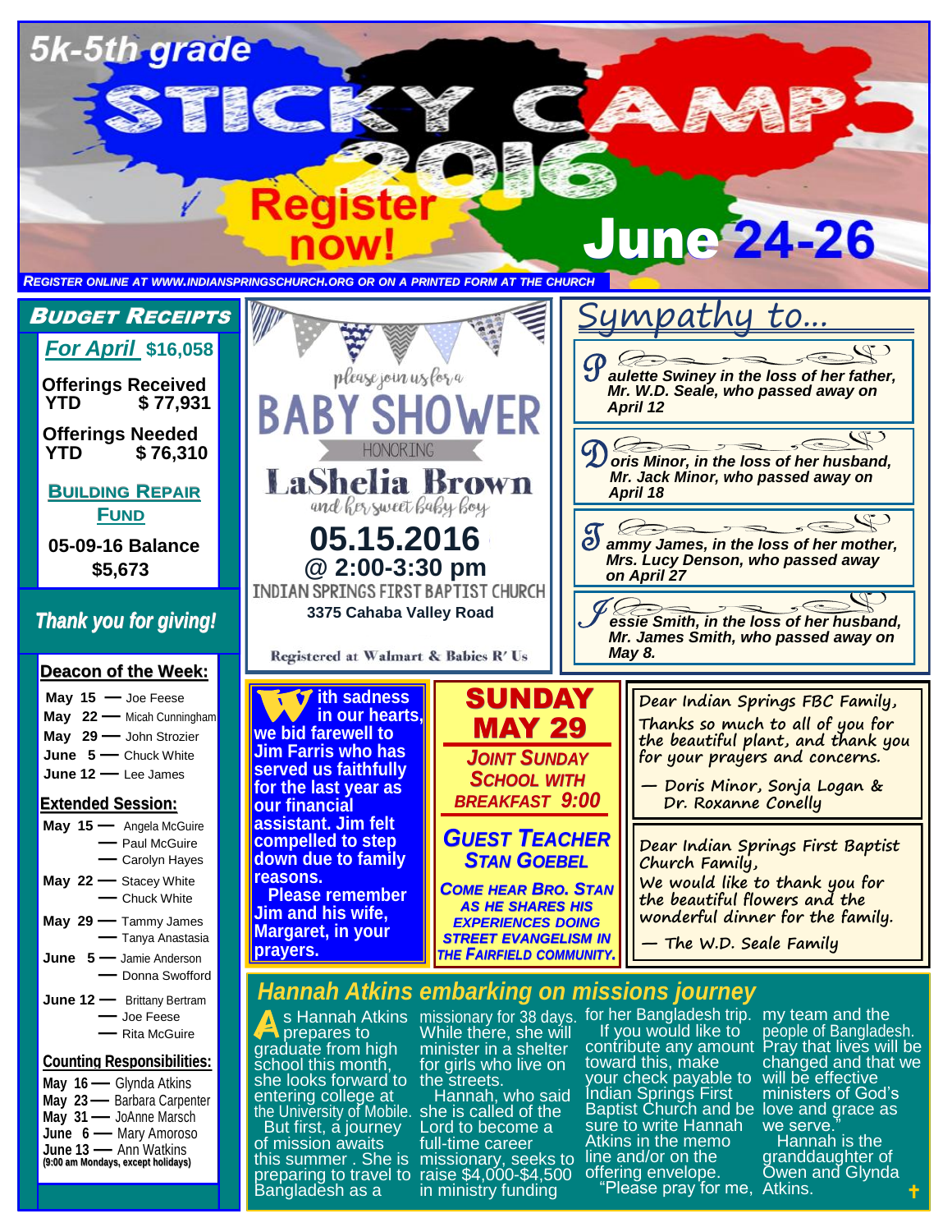# 5k-5th grade STICKY CAMP 2016

**Register now!**

**June 24-26**

*REGISTER ONLINE AT WWW.INDIANSPRINGSCHURCH.ORG OR ON A PRINTED FORM AT THE CHURCH*

## BUDGET RECEIPTS

**For April** **$16,058**

**Offerings Received YTD** **$ 77,931**

**Offerings Needed YTD** **$ 76,310**

**BUILDING REPAIR FUND**

**05-09-16 Balance**
**$5,673**

***Thank you for giving!***

**Deacon of the Week:**

- **May 15** — Joe Feese
- **May 22** — Micah Cunningham
- **May 29** — John Strozier
- **June 5** — Chuck White
- **June 12** — Lee James

**Extended Session:**

- **May 15** — Angela McGuire
  — Paul McGuire
  — Carolyn Hayes
- **May 22** — Stacey White
  — Chuck White
- **May 29** — Tammy James
  — Tanya Anastasia
- **June 5** — Jamie Anderson
  — Donna Swofford
- **June 12** — Brittany Bertram
  — Joe Feese
  — Rita McGuire

**Counting Responsibilities:**

- **May 16** — Glynda Atkins
- **May 23** — Barbara Carpenter
- **May 31** — JoAnne Marsch
- **June 6** — Mary Amoroso
- **June 13** — Ann Watkins

(9:00 am Mondays, except holidays)

---

please join us for a

# BABY SHOWER

HONORING

## LaShelia Brown

and her sweet baby boy

**05.15.2016**
**@ 2:00-3:30 pm**

INDIAN SPRINGS FIRST BAPTIST CHURCH
**3375 Cahaba Valley Road**

Registered at Walmart & Babies R' Us

---

## Sympathy to...

***Paulette Swiney, in the loss of her father, Mr. W.D. Seale, who passed away on April 12***

***Doris Minor, in the loss of her husband, Mr. Jack Minor, who passed away on April 18***

***Tammy James, in the loss of her mother, Mrs. Lucy Denson, who passed away on April 27***

***Jessie Smith, in the loss of her husband, Mr. James Smith, who passed away on May 8.***

---

**With sadness in our hearts, we bid farewell to Jim Farris who has served us faithfully for the last year as our financial assistant. Jim felt compelled to step down due to family reasons.**

**Please remember Jim and his wife, Margaret, in your prayers.**

---

## SUNDAY MAY 29

***JOINT SUNDAY SCHOOL WITH BREAKFAST 9:00***

***GUEST TEACHER STAN GOEBEL***

***COME HEAR BRO. STAN AS HE SHARES HIS EXPERIENCES DOING STREET EVANGELISM IN THE FAIRFIELD COMMUNITY.***

---

Dear Indian Springs FBC Family,
Thanks so much to all of you for the beautiful plant, and thank you for your prayers and concerns.

— Doris Minor, Sonja Logan & Dr. Roxanne Conelly

Dear Indian Springs First Baptist Church Family,
We would like to thank you for the beautiful flowers and the wonderful dinner for the family.

— The W.D. Seale Family

---

## *Hannah Atkins embarking on missions journey*

As Hannah Atkins prepares to graduate from high school this month, she looks forward to entering college at the University of Mobile.

But first, a journey of mission awaits this summer . She is preparing to travel to Bangladesh as a missionary for 38 days. While there, she will minister in a shelter for girls who live on the streets.

Hannah, who said she is called of the Lord to become a full-time career missionary, seeks to raise $4,000-$4,500 in ministry funding for her Bangladesh trip.

If you would like to contribute any amount toward this, make your check payable to Indian Springs First Baptist Church and be sure to write Hannah Atkins in the memo line and/or on the offering envelope.

"Please pray for me, my team and the people of Bangladesh. Pray that lives will be changed and that we will be effective ministers of God's love and grace as we serve."

Hannah is the granddaughter of Owen and Glynda Atkins.